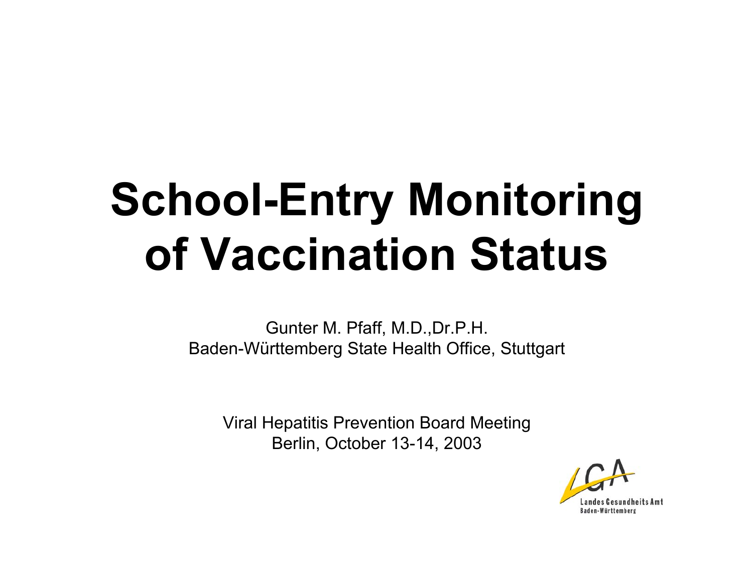# School-Entry Monitoring of Vaccination Status

Gunter M. Pfaff, M.D.,Dr.P.H.
Baden-Württemberg State Health Office, Stuttgart

Viral Hepatitis Prevention Board Meeting
Berlin, October 13-14, 2003

LGA
Landes Gesundheits Amt
Baden-Württemberg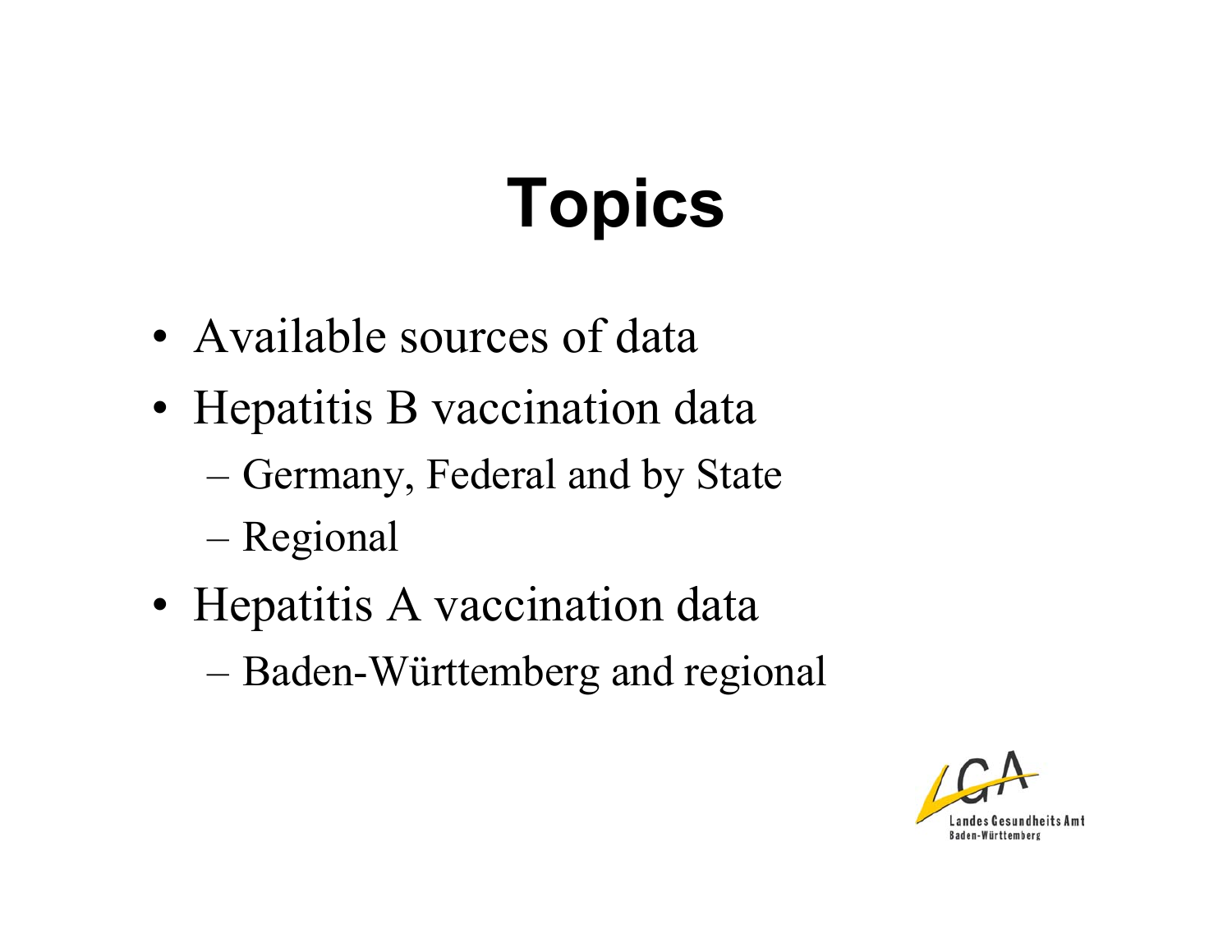# Topics

- Available sources of data
- Hepatitis B vaccination data
  - Germany, Federal and by State
  - Regional
- Hepatitis A vaccination data
  - Baden-Württemberg and regional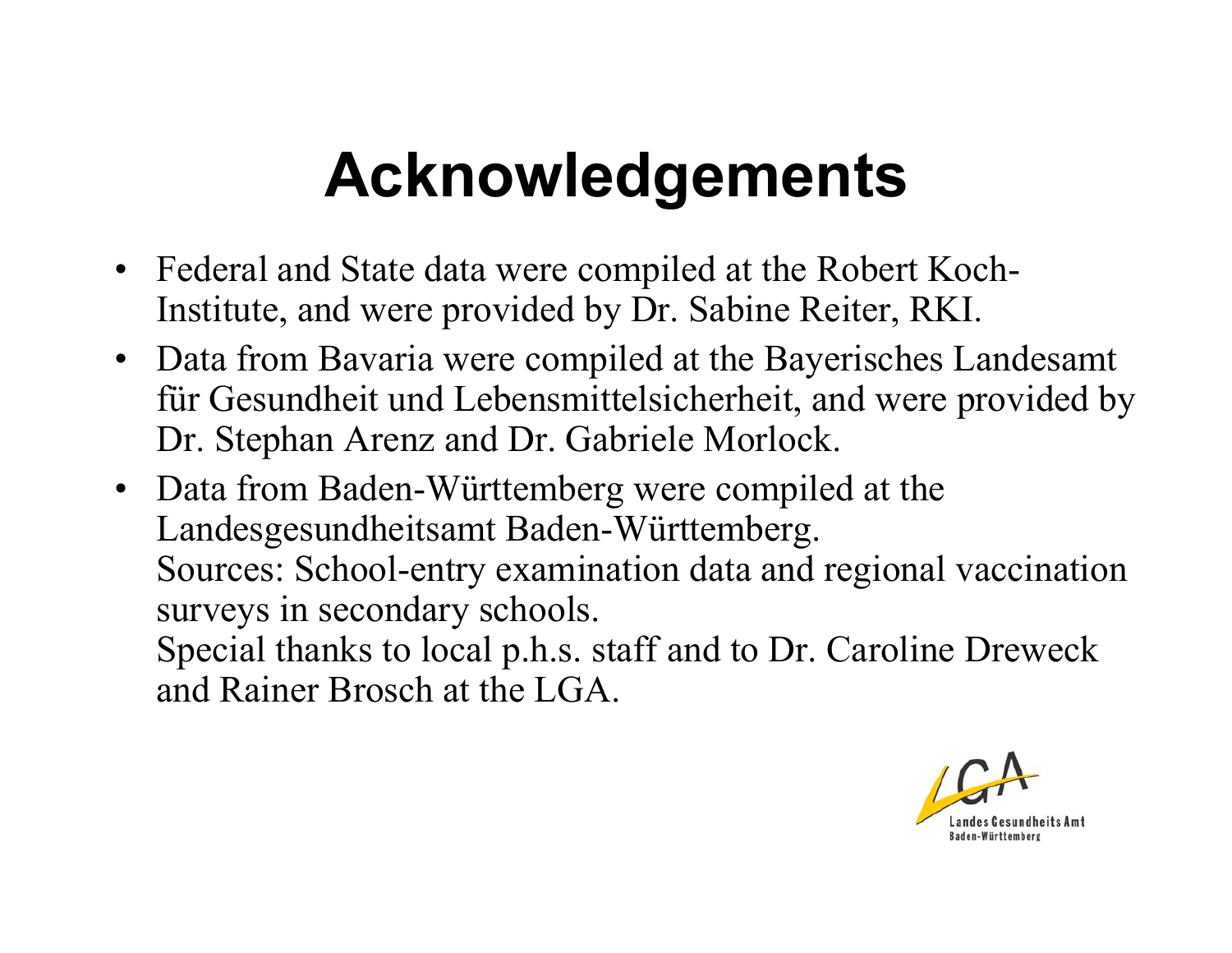# Acknowledgements

- Federal and State data were compiled at the Robert Koch-Institute, and were provided by Dr. Sabine Reiter, RKI.
- Data from Bavaria were compiled at the Bayerisches Landesamt für Gesundheit und Lebensmittelsicherheit, and were provided by Dr. Stephan Arenz and Dr. Gabriele Morlock.
- Data from Baden-Württemberg were compiled at the Landesgesundheitsamt Baden-Württemberg.
  Sources: School-entry examination data and regional vaccination surveys in secondary schools.
  Special thanks to local p.h.s. staff and to Dr. Caroline Dreweck and Rainer Brosch at the LGA.

LGA Landes Gesundheits Amt Baden-Württemberg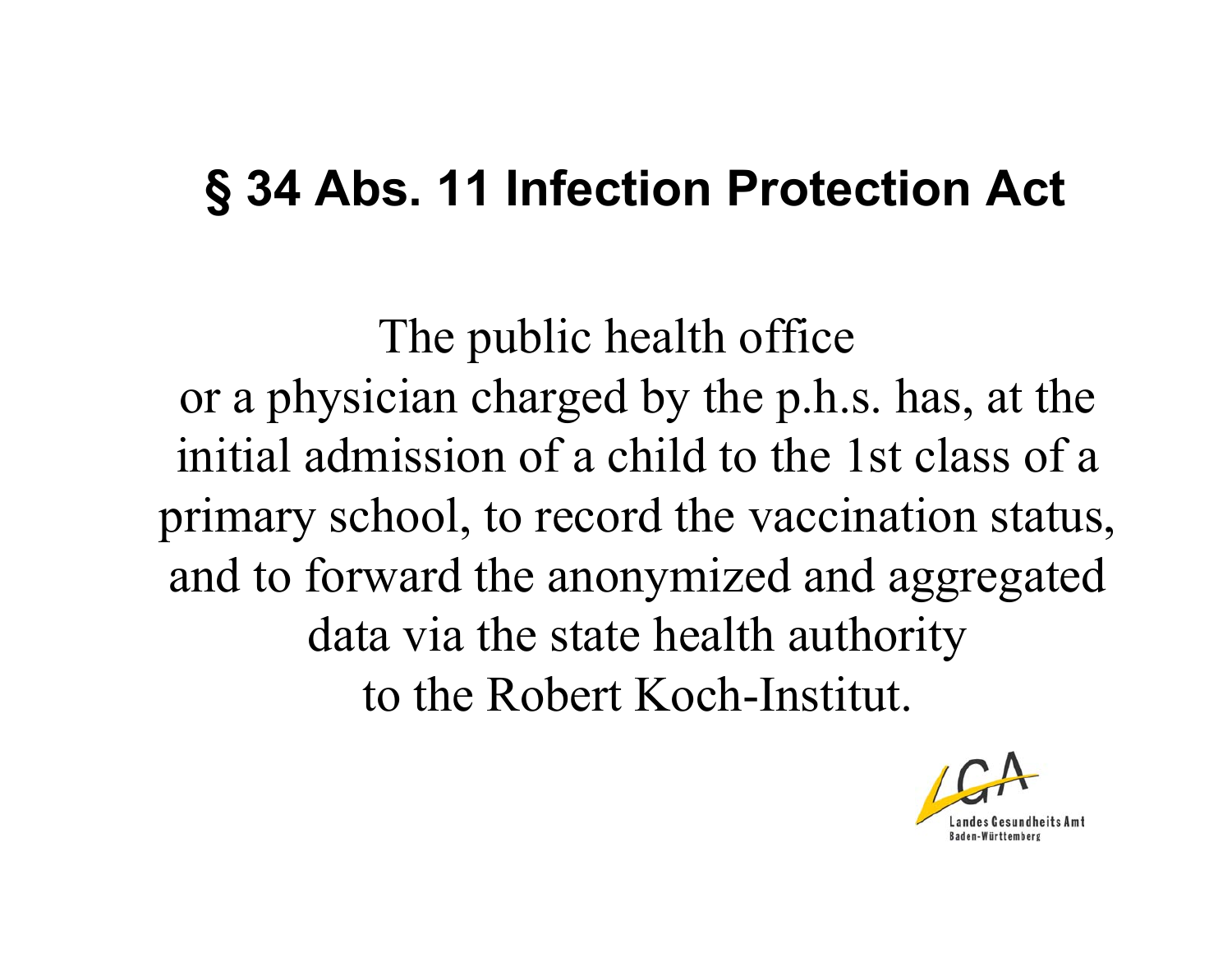# § 34 Abs. 11 Infection Protection Act

The public health office or a physician charged by the p.h.s. has, at the initial admission of a child to the 1st class of a primary school, to record the vaccination status, and to forward the anonymized and aggregated data via the state health authority to the Robert Koch-Institut.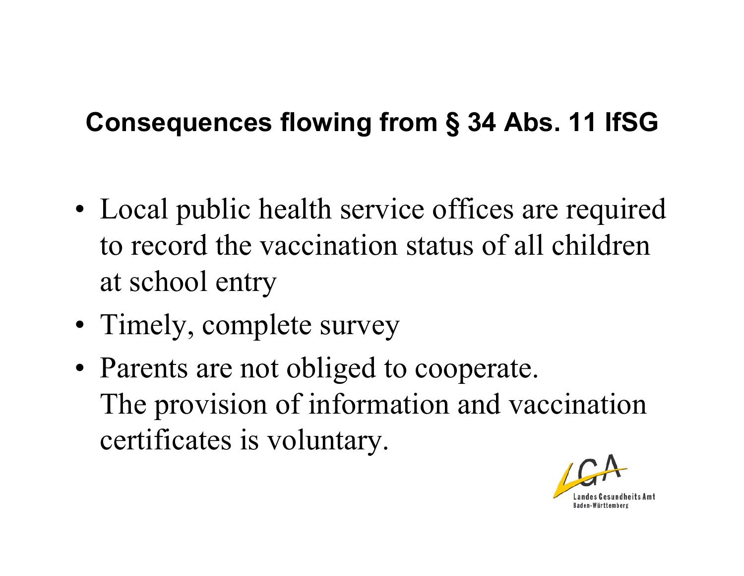## Consequences flowing from § 34 Abs. 11 IfSG

- Local public health service offices are required to record the vaccination status of all children at school entry
- Timely, complete survey
- Parents are not obliged to cooperate.
  The provision of information and vaccination certificates is voluntary.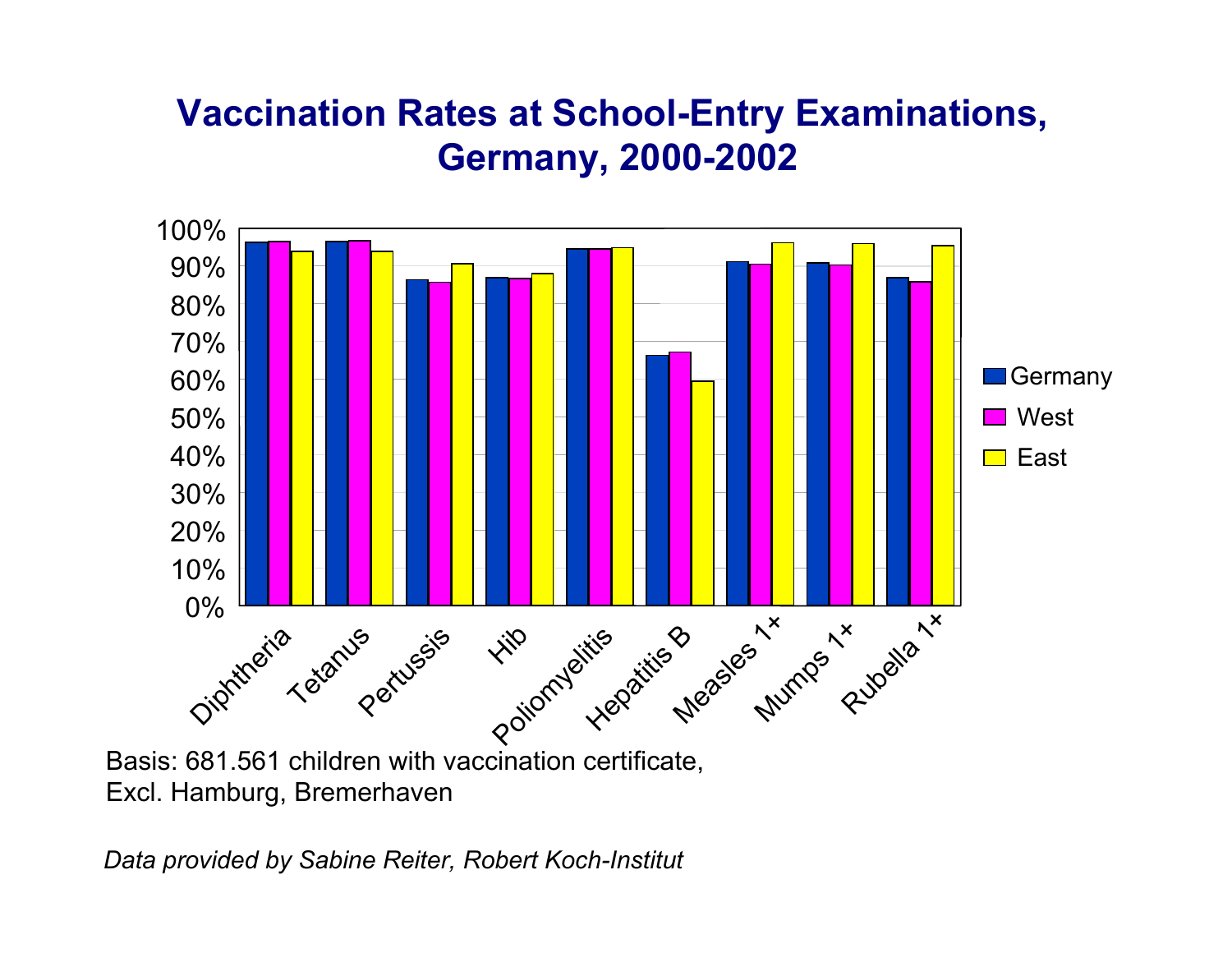# Vaccination Rates at School-Entry Examinations, Germany, 2000-2002

Basis: 681.561 children with vaccination certificate,
Excl. Hamburg, Bremerhaven

*Data provided by Sabine Reiter, Robert Koch-Institut*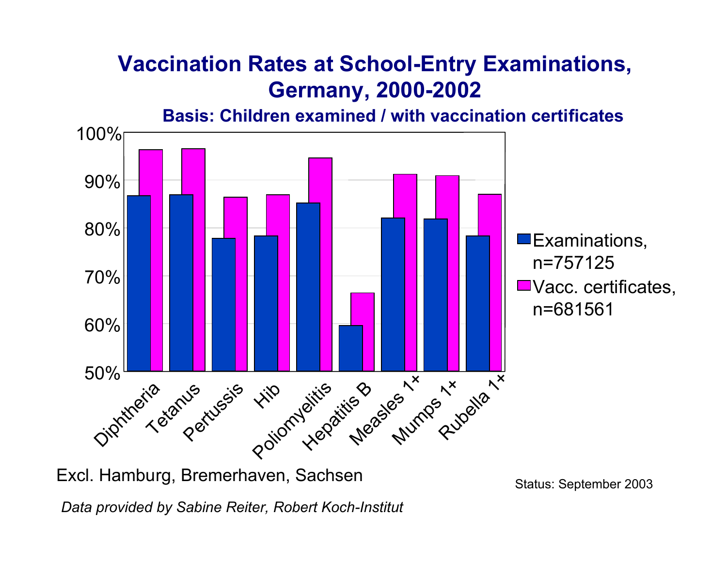# Vaccination Rates at School-Entry Examinations, Germany, 2000-2002

## Basis: Children examined / with vaccination certificates

Excl. Hamburg, Bremerhaven, Sachsen

Status: September 2003

*Data provided by Sabine Reiter, Robert Koch-Institut*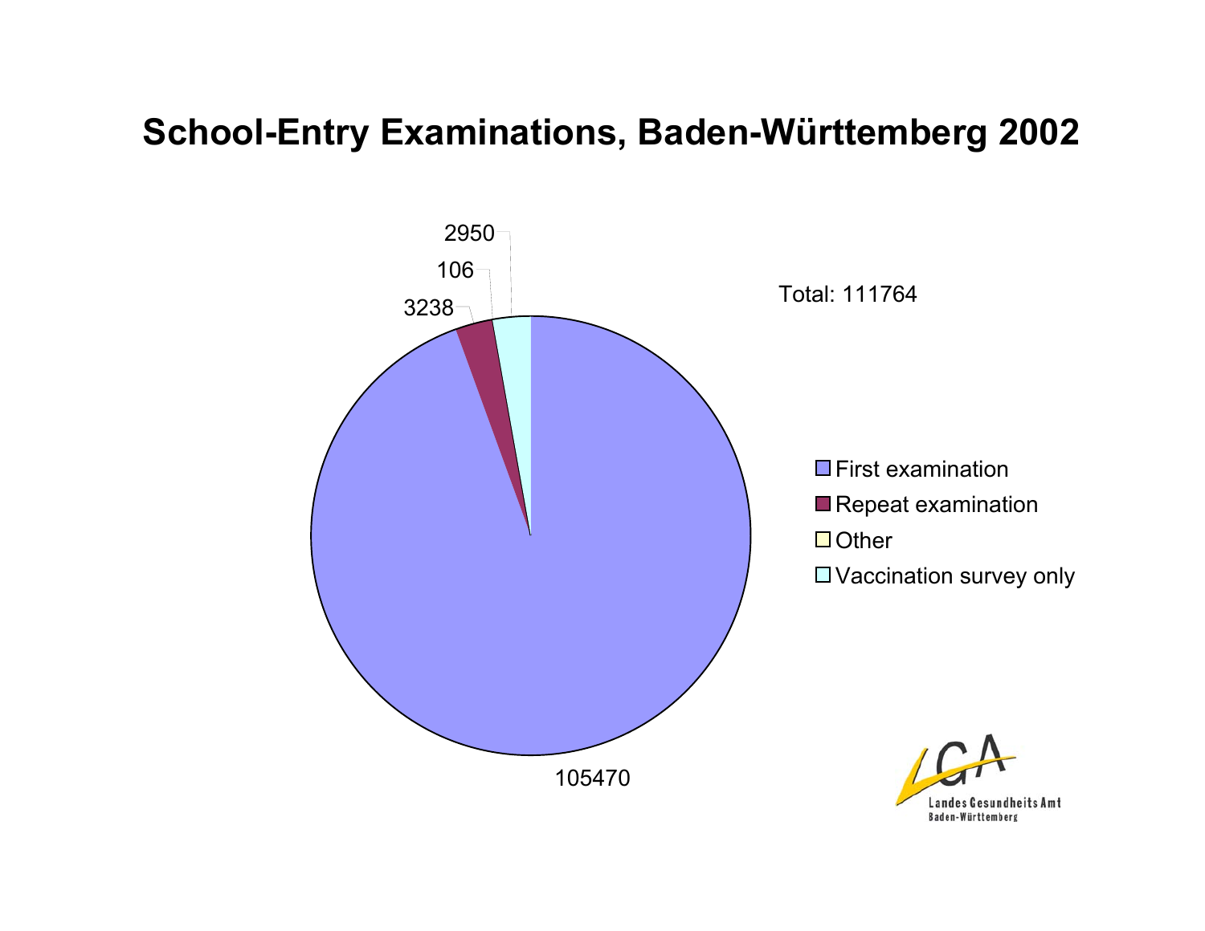# School-Entry Examinations, Baden-Württemberg 2002

Total: 111764

| Category | Count |
| --- | --- |
| First examination | 105470 |
| Repeat examination | 3238 |
| Other | 106 |
| Vaccination survey only | 2950 |

Landes Gesundheits Amt Baden-Württemberg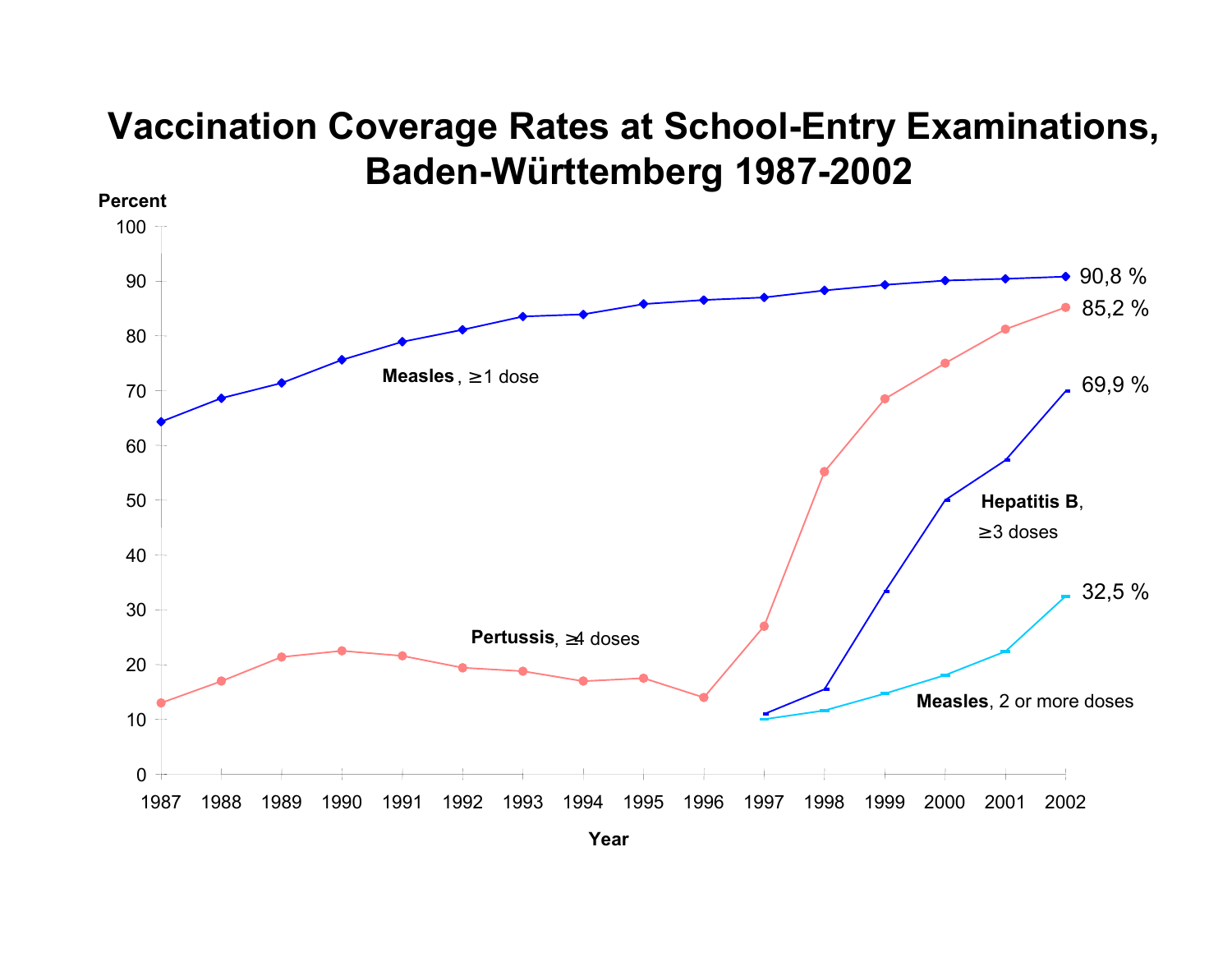# Vaccination Coverage Rates at School-Entry Examinations, Baden-Württemberg 1987-2002

Percent

100
90
80
70
60
50
40
30
20
10
0

90,8 %

85,2 %

69,9 %

32,5 %

**Measles**, ≥1 dose

**Pertussis**, ≥4 doses

**Hepatitis B**, ≥3 doses

**Measles**, 2 or more doses

1987 1988 1989 1990 1991 1992 1993 1994 1995 1996 1997 1998 1999 2000 2001 2002

**Year**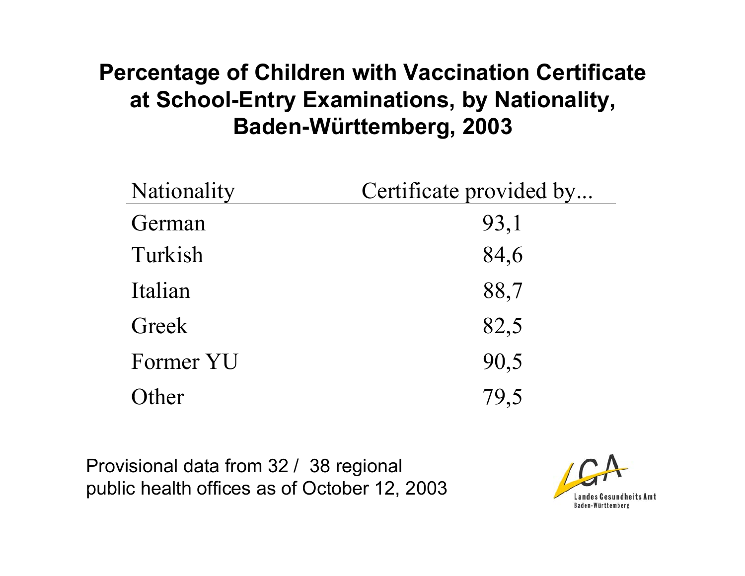# Percentage of Children with Vaccination Certificate at School-Entry Examinations, by Nationality, Baden-Württemberg, 2003

| Nationality | Certificate provided by... |
| --- | --- |
| German | 93,1 |
| Turkish | 84,6 |
| Italian | 88,7 |
| Greek | 82,5 |
| Former YU | 90,5 |
| Other | 79,5 |

Provisional data from 32 / 38 regional public health offices as of October 12, 2003

LGA Landes Gesundheits Amt Baden-Württemberg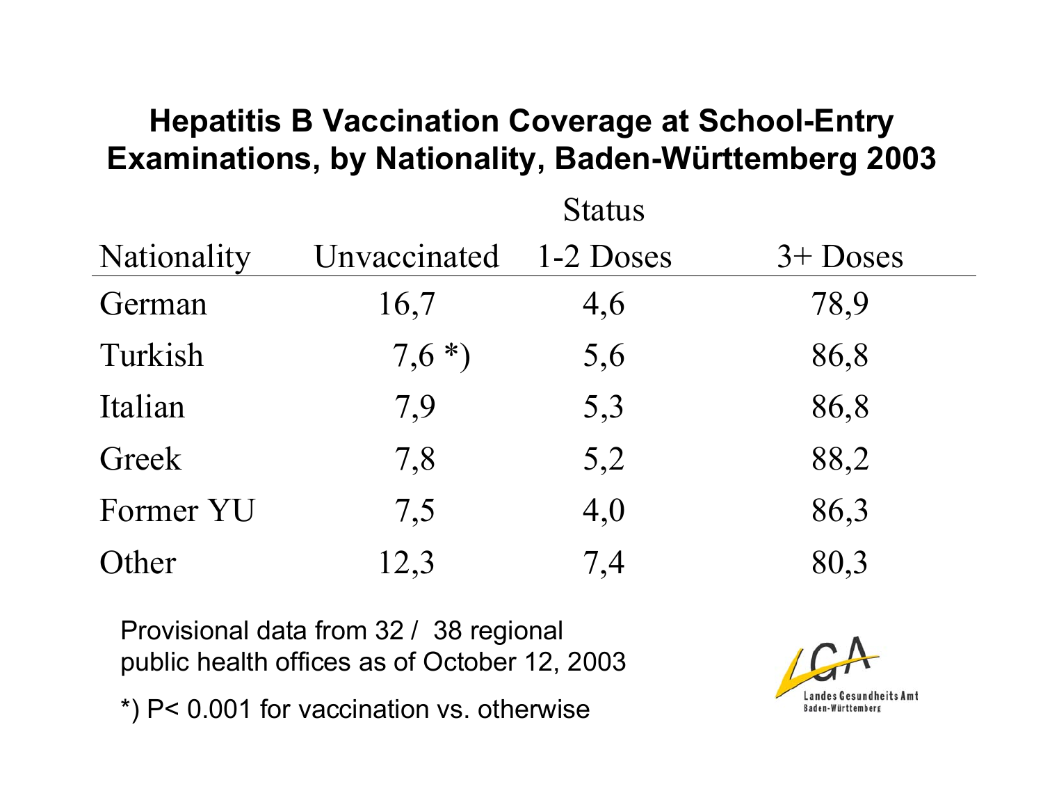## Hepatitis B Vaccination Coverage at School-Entry Examinations, by Nationality, Baden-Württemberg 2003

| | Status | | |
|---|---|---|---|
| Nationality | Unvaccinated | 1-2 Doses | 3+ Doses |
| German | 16,7 | 4,6 | 78,9 |
| Turkish | 7,6 *) | 5,6 | 86,8 |
| Italian | 7,9 | 5,3 | 86,8 |
| Greek | 7,8 | 5,2 | 88,2 |
| Former YU | 7,5 | 4,0 | 86,3 |
| Other | 12,3 | 7,4 | 80,3 |

Provisional data from 32 / 38 regional public health offices as of October 12, 2003

*) P< 0.001 for vaccination vs. otherwise

LGA Landes Gesundheits Amt Baden-Württemberg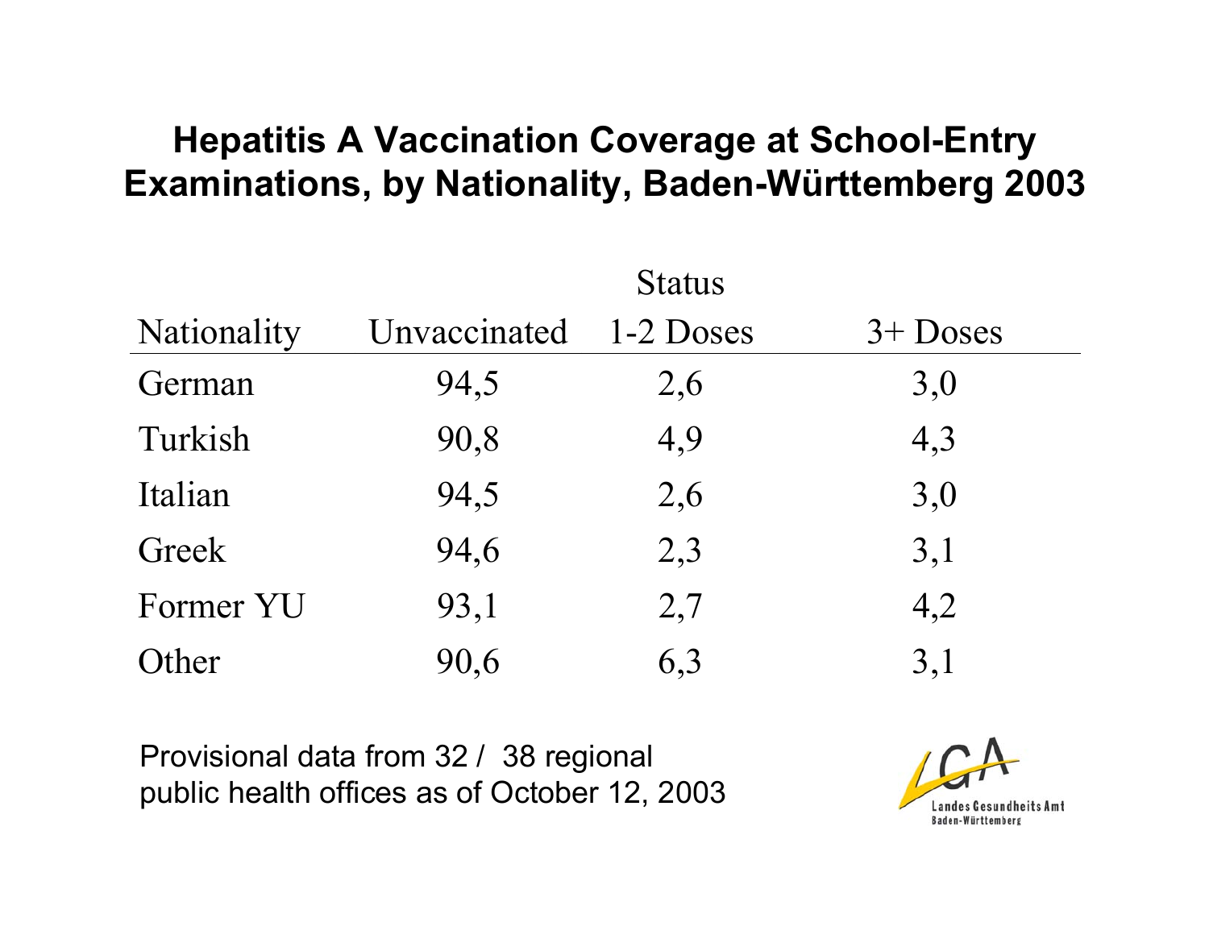# Hepatitis A Vaccination Coverage at School-Entry Examinations, by Nationality, Baden-Württemberg 2003

| | | Status | |
|---|---|---|---|
| Nationality | Unvaccinated | 1-2 Doses | 3+ Doses |
| German | 94,5 | 2,6 | 3,0 |
| Turkish | 90,8 | 4,9 | 4,3 |
| Italian | 94,5 | 2,6 | 3,0 |
| Greek | 94,6 | 2,3 | 3,1 |
| Former YU | 93,1 | 2,7 | 4,2 |
| Other | 90,6 | 6,3 | 3,1 |

Provisional data from 32 / 38 regional public health offices as of October 12, 2003

LGA Landes Gesundheits Amt Baden-Württemberg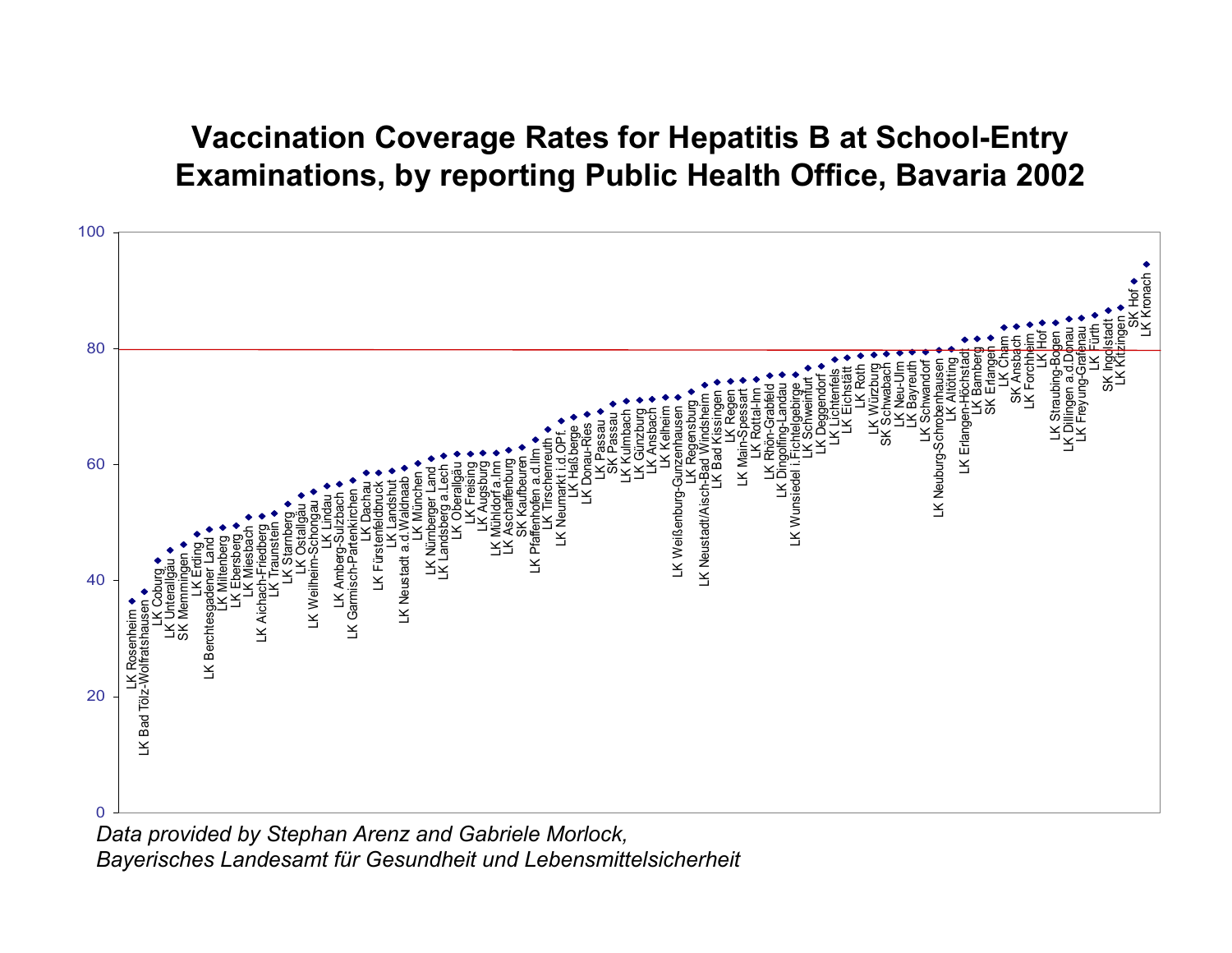# Vaccination Coverage Rates for Hepatitis B at School-Entry Examinations, by reporting Public Health Office, Bavaria 2002

*Data provided by Stephan Arenz and Gabriele Morlock,*
*Bayerisches Landesamt für Gesundheit und Lebensmittelsicherheit*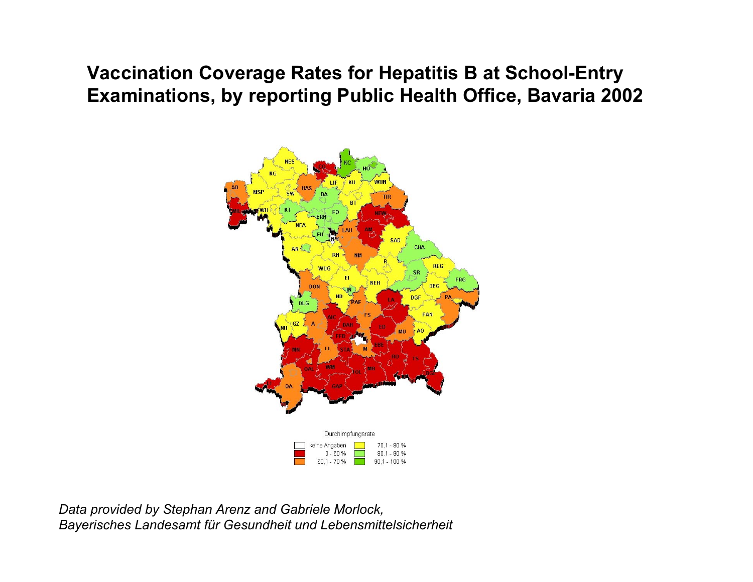# Vaccination Coverage Rates for Hepatitis B at School-Entry Examinations, by reporting Public Health Office, Bavaria 2002

Durchimpfungsrate

| | | | |
|---|---|---|---|
| ☐ | keine Angaben | ■ | 70,1 - 80 % |
| ■ | 0 - 60 % | ■ | 80,1 - 90 % |
| ■ | 60,1 - 70 % | ■ | 90,1 - 100 % |

*Data provided by Stephan Arenz and Gabriele Morlock,*
*Bayerisches Landesamt für Gesundheit und Lebensmittelsicherheit*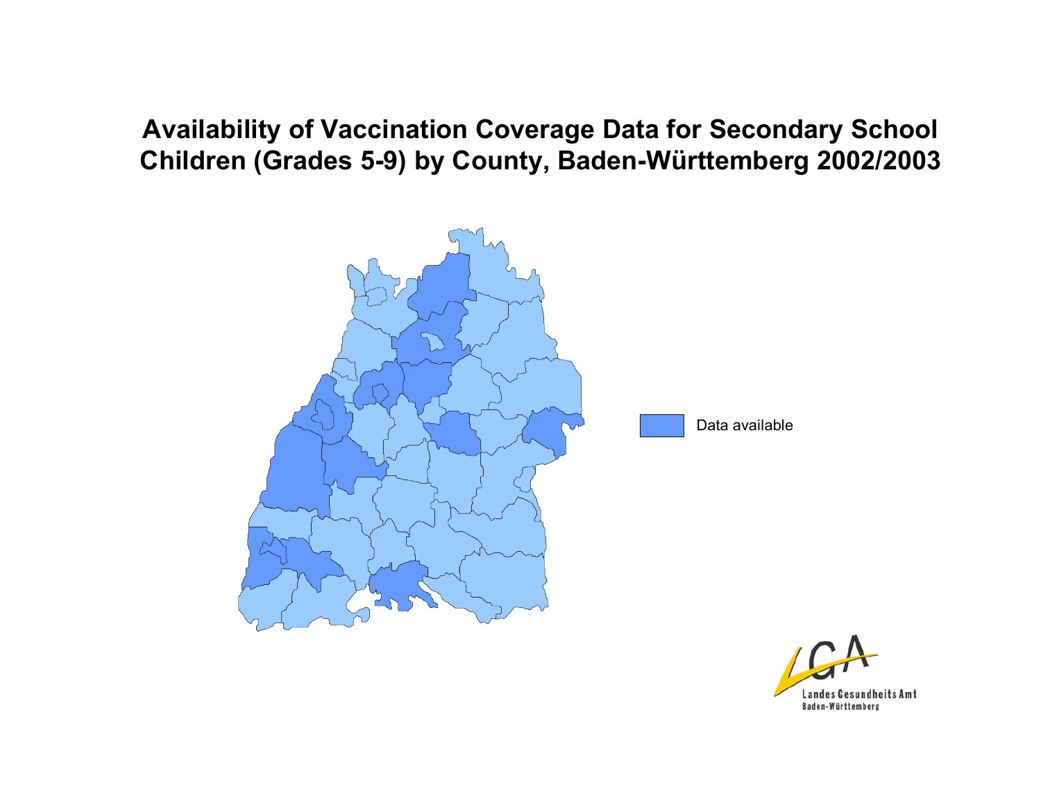# Availability of Vaccination Coverage Data for Secondary School Children (Grades 5-9) by County, Baden-Württemberg 2002/2003

Data available

Landes Gesundheits Amt
Baden-Württemberg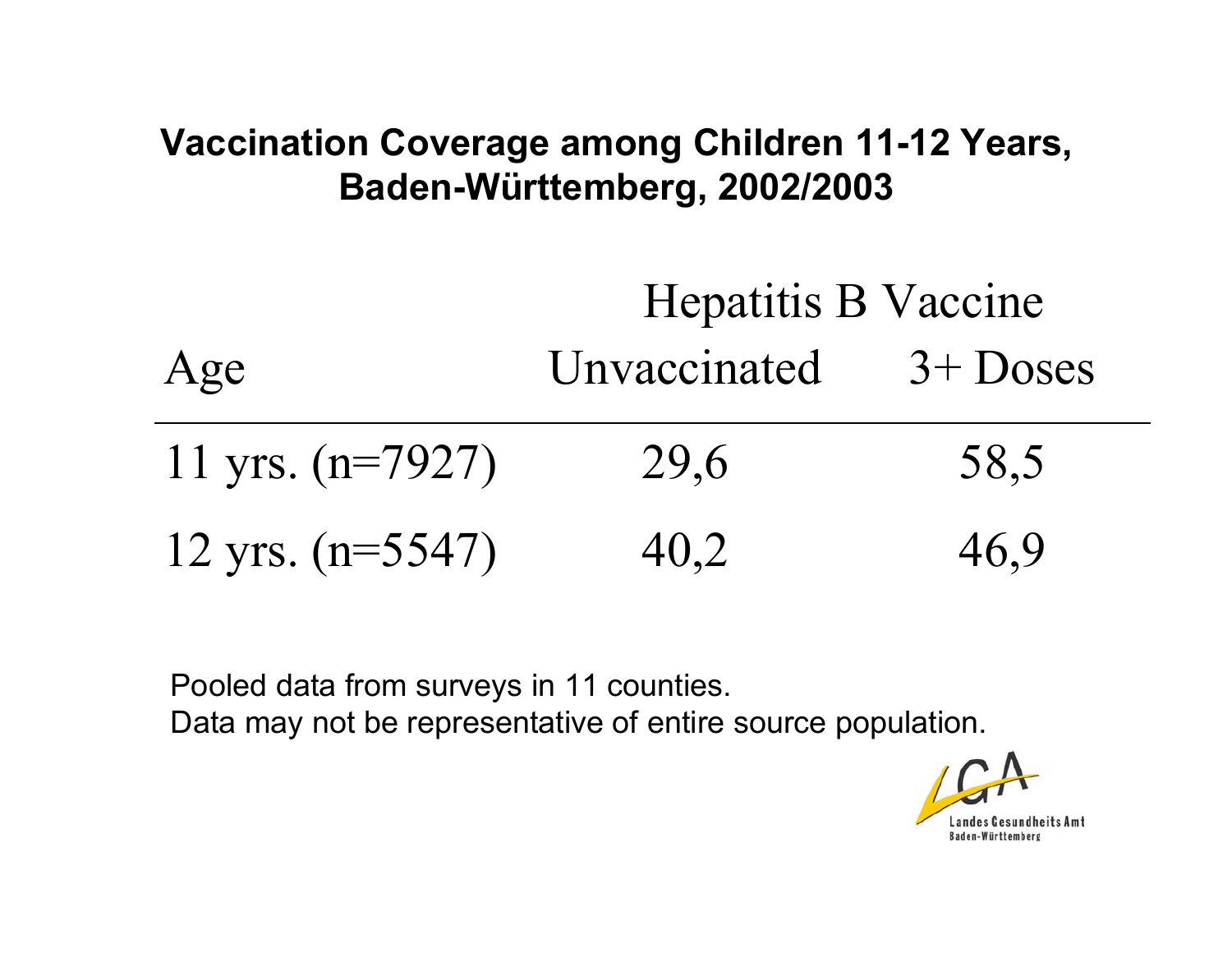## Vaccination Coverage among Children 11-12 Years, Baden-Württemberg, 2002/2003

| | Hepatitis B Vaccine | |
|---|---|---|
| Age | Unvaccinated | 3+ Doses |
| 11 yrs. (n=7927) | 29,6 | 58,5 |
| 12 yrs. (n=5547) | 40,2 | 46,9 |

Pooled data from surveys in 11 counties.
Data may not be representative of entire source population.

Landes Gesundheits Amt Baden-Württemberg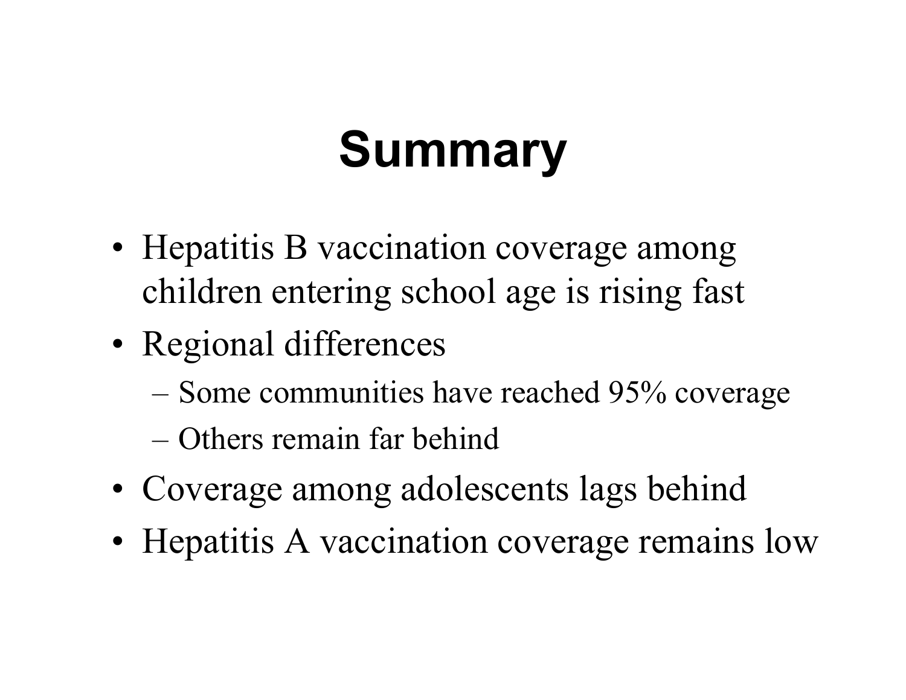# Summary

- Hepatitis B vaccination coverage among children entering school age is rising fast
- Regional differences
  - Some communities have reached 95% coverage
  - Others remain far behind
- Coverage among adolescents lags behind
- Hepatitis A vaccination coverage remains low